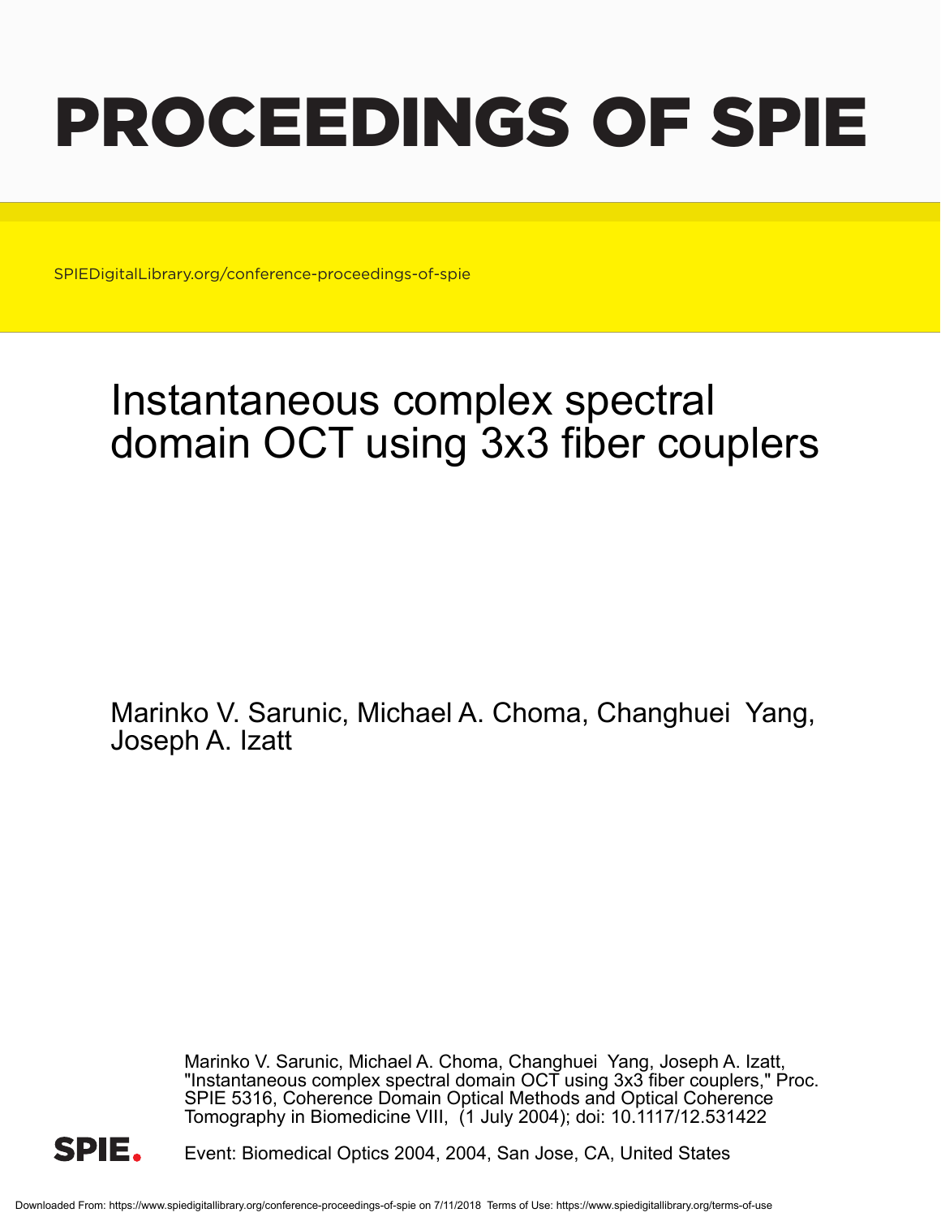# PROCEEDINGS OF SPIE

SPIEDigitalLibrary.org/conference-proceedings-of-spie

# Instantaneous complex spectral domain OCT using 3x3 fiber couplers

Marinko V. Sarunic, Michael A. Choma, Changhuei Yang, Joseph A. Izatt

Marinko V. Sarunic, Michael A. Choma, Changhuei Yang, Joseph A. Izatt, "Instantaneous complex spectral domain OCT using 3x3 fiber couplers," Proc. SPIE 5316, Coherence Domain Optical Methods and Optical Coherence Tomography in Biomedicine VIII, (1 July 2004); doi: 10.1117/12.531422

Event: Biomedical Optics 2004, 2004, San Jose, CA, United States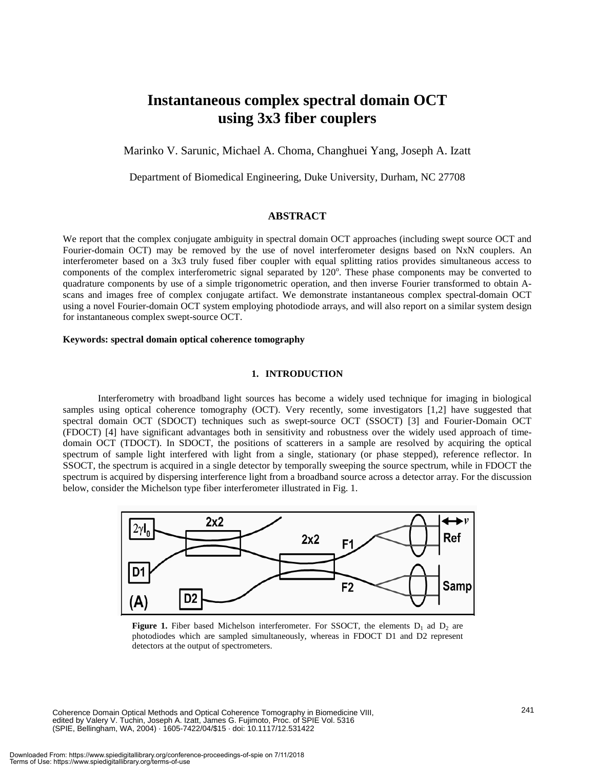# Instantaneous complex spectral domain OCT using 3x3 fiber couplers

Marinko V. Sarunic, Michael A. Choma, Changhuei Yang, Joseph A. Izatt

Department of Biomedical Engineering, Duke University, Durham, NC 27708

## ABSTRACT

We report that the complex conjugate ambiguity in spectral domain OCT approaches (including swept source OCT and Fourier-domain OCT) may be removed by the use of novel interferometer designs based on NxN couplers. An interferometer based on a 3x3 truly fused fiber coupler with equal splitting ratios provides simultaneous access to components of the complex interferometric signal separated by 120°. These phase components may be converted to quadrature components by use of a simple trigonometric operation, and then inverse Fourier transformed to obtain A-scans and images free of complex conjugate artifact. We demonstrate instantaneous complex spectral-domain OCT using a novel Fourier-domain OCT system employing photodiode arrays, and will also report on a similar system design for instantaneous complex swept-source OCT.

**Keywords: spectral domain optical coherence tomography**

## 1. INTRODUCTION

Interferometry with broadband light sources has become a widely used technique for imaging in biological samples using optical coherence tomography (OCT). Very recently, some investigators [1,2] have suggested that spectral domain OCT (SDOCT) techniques such as swept-source OCT (SSOCT) [3] and Fourier-Domain OCT (FDOCT) [4] have significant advantages both in sensitivity and robustness over the widely used approach of time-domain OCT (TDOCT). In SDOCT, the positions of scatterers in a sample are resolved by acquiring the optical spectrum of sample light interfered with light from a single, stationary (or phase stepped), reference reflector. In SSOCT, the spectrum is acquired in a single detector by temporally sweeping the source spectrum, while in FDOCT the spectrum is acquired by dispersing interference light from a broadband source across a detector array. For the discussion below, consider the Michelson type fiber interferometer illustrated in Fig. 1.

**Figure 1.** Fiber based Michelson interferometer. For SSOCT, the elements $D_1$ ad $D_2$ are photodiodes which are sampled simultaneously, whereas in FDOCT D1 and D2 represent detectors at the output of spectrometers.

Coherence Domain Optical Methods and Optical Coherence Tomography in Biomedicine VIII, edited by Valery V. Tuchin, Joseph A. Izatt, James G. Fujimoto, Proc. of SPIE Vol. 5316 (SPIE, Bellingham, WA, 2004) · 1605-7422/04/$15 · doi: 10.1117/12.531422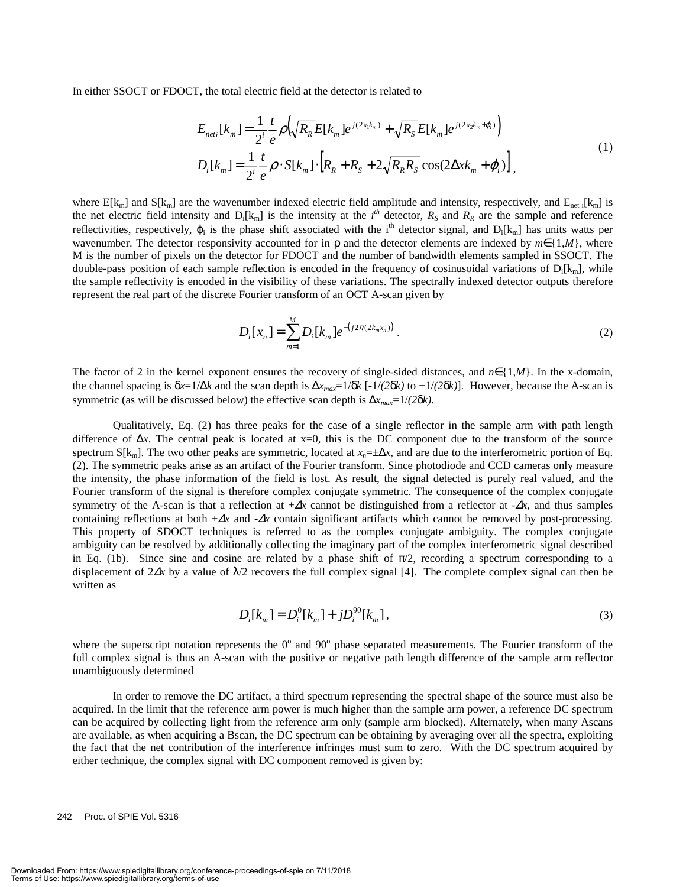In either SSOCT or FDOCT, the total electric field at the detector is related to

$$
\begin{aligned}
E_{neti}[k_m] &= \frac{1}{2^i}\frac{t}{e}\rho\left(\sqrt{R_R}E[k_m]e^{j(2x_1k_m)} + \sqrt{R_S}E[k_m]e^{j(2x_2k_m+\varphi_i)}\right) \\
D_i[k_m] &= \frac{1}{2^i}\frac{t}{e}\rho \cdot S[k_m]\cdot\left[R_R + R_S + 2\sqrt{R_R R_S}\cos(2\Delta x k_m + \varphi_i)\right],
\end{aligned}
\tag{1}
$$

where $E[k_m]$ and $S[k_m]$ are the wavenumber indexed electric field amplitude and intensity, respectively, and $E_{net\ i}[k_m]$ is the net electric field intensity and $D_i[k_m]$ is the intensity at the $i^{th}$ detector, $R_S$ and $R_R$ are the sample and reference reflectivities, respectively, $\varphi_i$ is the phase shift associated with the i$^{th}$ detector signal, and $D_i[k_m]$ has units watts per wavenumber. The detector responsivity accounted for in $\rho$ and the detector elements are indexed by $m\in\{1,M\}$, where M is the number of pixels on the detector for FDOCT and the number of bandwidth elements sampled in SSOCT. The double-pass position of each sample reflection is encoded in the frequency of cosinusoidal variations of $D_i[k_m]$, while the sample reflectivity is encoded in the visibility of these variations. The spectrally indexed detector outputs therefore represent the real part of the discrete Fourier transform of an OCT A-scan given by

$$
D_i[x_n] = \sum_{m=1}^{M} D_i[k_m]e^{-\left(j2\pi(2k_m x_n)\right)}\,. \tag{2}
$$

The factor of 2 in the kernel exponent ensures the recovery of single-sided distances, and $n\in\{1,M\}$. In the x-domain, the channel spacing is $\delta x=1/\Delta k$ and the scan depth is $\Delta x_{max}=1/\delta k$ [$-1/(2\delta k)$ to $+1/(2\delta k)$]. However, because the A-scan is symmetric (as will be discussed below) the effective scan depth is $\Delta x_{max}=1/(2\delta k)$.

Qualitatively, Eq. (2) has three peaks for the case of a single reflector in the sample arm with path length difference of $\Delta x$. The central peak is located at x=0, this is the DC component due to the transform of the source spectrum $S[k_m]$. The two other peaks are symmetric, located at $x_n=\pm\Delta x$, and are due to the interferometric portion of Eq. (2). The symmetric peaks arise as an artifact of the Fourier transform. Since photodiode and CCD cameras only measure the intensity, the phase information of the field is lost. As result, the signal detected is purely real valued, and the Fourier transform of the signal is therefore complex conjugate symmetric. The consequence of the complex conjugate symmetry of the A-scan is that a reflection at $+\Delta x$ cannot be distinguished from a reflector at $-\Delta x$, and thus samples containing reflections at both $+\Delta x$ and $-\Delta x$ contain significant artifacts which cannot be removed by post-processing. This property of SDOCT techniques is referred to as the complex conjugate ambiguity. The complex conjugate ambiguity can be resolved by additionally collecting the imaginary part of the complex interferometric signal described in Eq. (1b). Since sine and cosine are related by a phase shift of $\pi/2$, recording a spectrum corresponding to a displacement of $2\Delta x$ by a value of $\lambda/2$ recovers the full complex signal [4]. The complete complex signal can then be written as

$$
D_i[k_m] = D_i^{0}[k_m] + jD_i^{90}[k_m]\,, \tag{3}
$$

where the superscript notation represents the 0$^o$ and 90$^o$ phase separated measurements. The Fourier transform of the full complex signal is thus an A-scan with the positive or negative path length difference of the sample arm reflector unambiguously determined

In order to remove the DC artifact, a third spectrum representing the spectral shape of the source must also be acquired. In the limit that the reference arm power is much higher than the sample arm power, a reference DC spectrum can be acquired by collecting light from the reference arm only (sample arm blocked). Alternately, when many Ascans are available, as when acquiring a Bscan, the DC spectrum can be obtaining by averaging over all the spectra, exploiting the fact that the net contribution of the interference infringes must sum to zero. With the DC spectrum acquired by either technique, the complex signal with DC component removed is given by: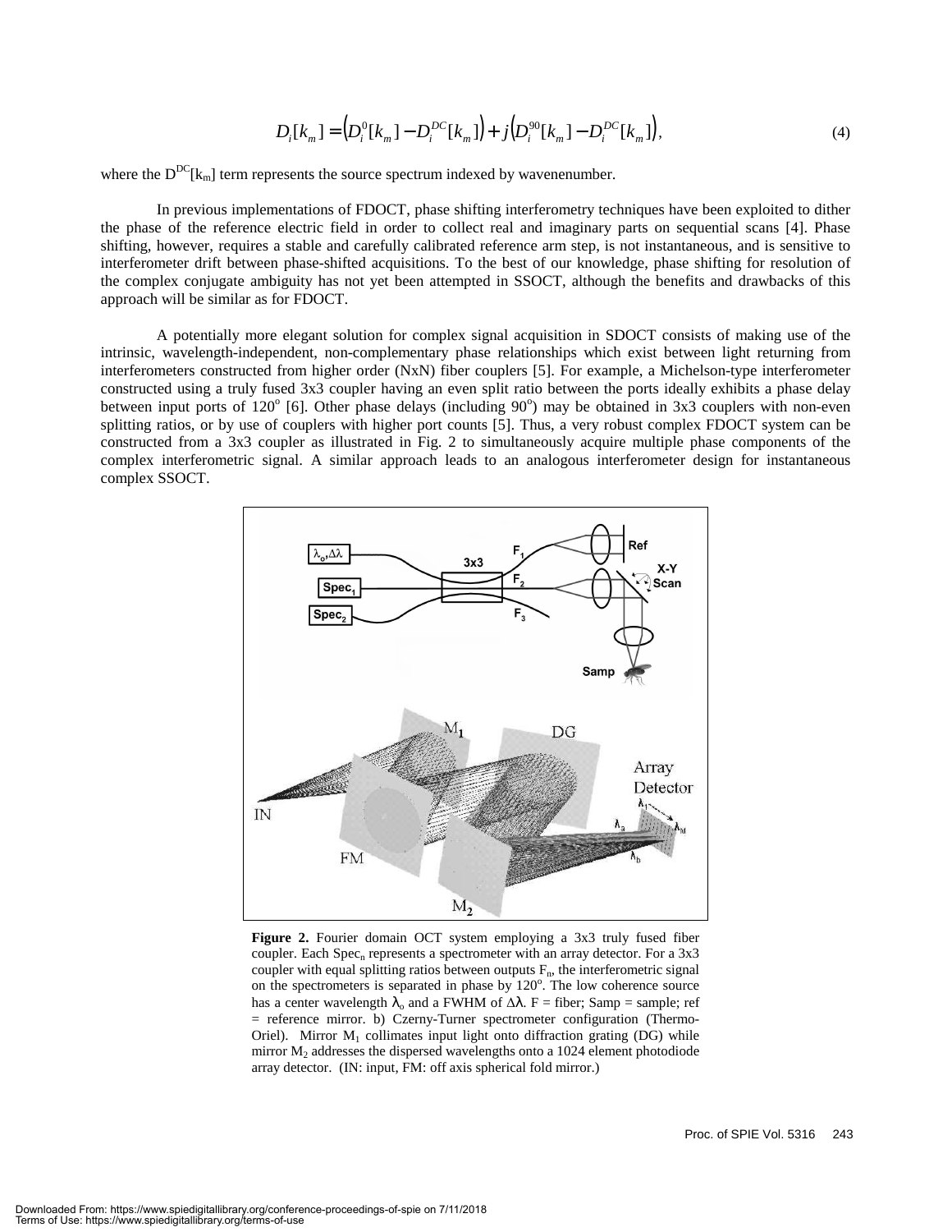$$D_i[k_m] = \left(D_i^0[k_m] - D_i^{DC}[k_m]\right) + j\left(D_i^{90}[k_m] - D_i^{DC}[k_m]\right), \tag{4}$$

where the $D^{DC}[k_m]$ term represents the source spectrum indexed by wavenenumber.

In previous implementations of FDOCT, phase shifting interferometry techniques have been exploited to dither the phase of the reference electric field in order to collect real and imaginary parts on sequential scans [4]. Phase shifting, however, requires a stable and carefully calibrated reference arm step, is not instantaneous, and is sensitive to interferometer drift between phase-shifted acquisitions. To the best of our knowledge, phase shifting for resolution of the complex conjugate ambiguity has not yet been attempted in SSOCT, although the benefits and drawbacks of this approach will be similar as for FDOCT.

A potentially more elegant solution for complex signal acquisition in SDOCT consists of making use of the intrinsic, wavelength-independent, non-complementary phase relationships which exist between light returning from interferometers constructed from higher order (NxN) fiber couplers [5]. For example, a Michelson-type interferometer constructed using a truly fused 3x3 coupler having an even split ratio between the ports ideally exhibits a phase delay between input ports of 120° [6]. Other phase delays (including 90°) may be obtained in 3x3 couplers with non-even splitting ratios, or by use of couplers with higher port counts [5]. Thus, a very robust complex FDOCT system can be constructed from a 3x3 coupler as illustrated in Fig. 2 to simultaneously acquire multiple phase components of the complex interferometric signal. A similar approach leads to an analogous interferometer design for instantaneous complex SSOCT.

**Figure 2.** Fourier domain OCT system employing a 3x3 truly fused fiber coupler. Each $Spec_n$ represents a spectrometer with an array detector. For a 3x3 coupler with equal splitting ratios between outputs $F_n$, the interferometric signal on the spectrometers is separated in phase by 120°. The low coherence source has a center wavelength $\lambda_o$ and a FWHM of $\Delta\lambda$. F = fiber; Samp = sample; ref = reference mirror. b) Czerny-Turner spectrometer configuration (Thermo-Oriel). Mirror $M_1$ collimates input light onto diffraction grating (DG) while mirror $M_2$ addresses the dispersed wavelengths onto a 1024 element photodiode array detector. (IN: input, FM: off axis spherical fold mirror.)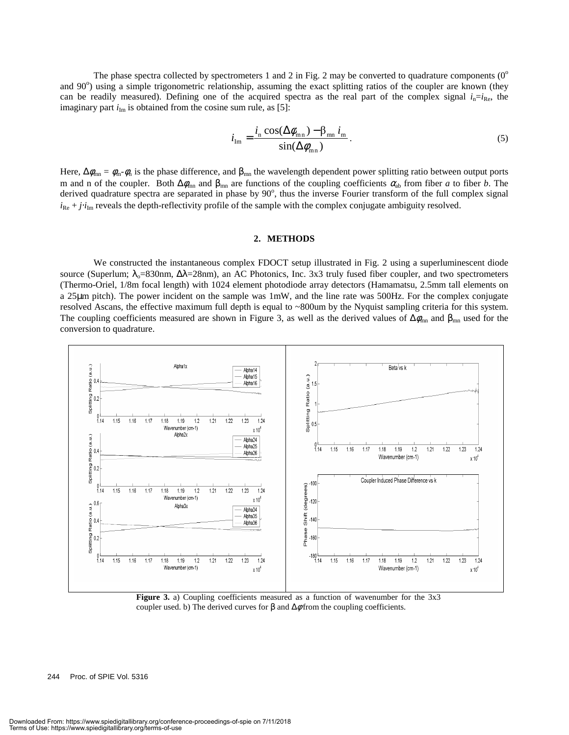The phase spectra collected by spectrometers 1 and 2 in Fig. 2 may be converted to quadrature components ($0^o$ and $90^o$) using a simple trigonometric relationship, assuming the exact splitting ratios of the coupler are known (they can be readily measured). Defining one of the acquired spectra as the real part of the complex signal $i_n = i_{Re}$, the imaginary part $i_{Im}$ is obtained from the cosine sum rule, as [5]:

$$i_{Im} = \frac{i_n \cos(\Delta\phi_{mn}) - \beta_{mn} i_m}{\sin(\Delta\phi_{mn})}. \tag{5}$$

Here, $\Delta\phi_{mn} = \phi_m - \phi_n$ is the phase difference, and $\beta_{mn}$ the wavelength dependent power splitting ratio between output ports m and n of the coupler. Both $\Delta\phi_{mn}$ and $\beta_{mn}$ are functions of the coupling coefficients $\alpha_{ab}$ from fiber *a* to fiber *b*. The derived quadrature spectra are separated in phase by $90^o$, thus the inverse Fourier transform of the full complex signal $i_{Re} + j \cdot i_{Im}$ reveals the depth-reflectivity profile of the sample with the complex conjugate ambiguity resolved.

## 2. METHODS

We constructed the instantaneous complex FDOCT setup illustrated in Fig. 2 using a superluminescent diode source (Superlum; $\lambda_o$=830nm, $\Delta\lambda$=28nm), an AC Photonics, Inc. 3x3 truly fused fiber coupler, and two spectrometers (Thermo-Oriel, 1/8m focal length) with 1024 element photodiode array detectors (Hamamatsu, 2.5mm tall elements on a 25μm pitch). The power incident on the sample was 1mW, and the line rate was 500Hz. For the complex conjugate resolved Ascans, the effective maximum full depth is equal to ~800um by the Nyquist sampling criteria for this system. The coupling coefficients measured are shown in Figure 3, as well as the derived values of $\Delta\phi_{mn}$ and $\beta_{mn}$ used for the conversion to quadrature.

**Figure 3.** a) Coupling coefficients measured as a function of wavenumber for the 3x3 coupler used. b) The derived curves for $\beta$ and $\Delta\phi$ from the coupling coefficients.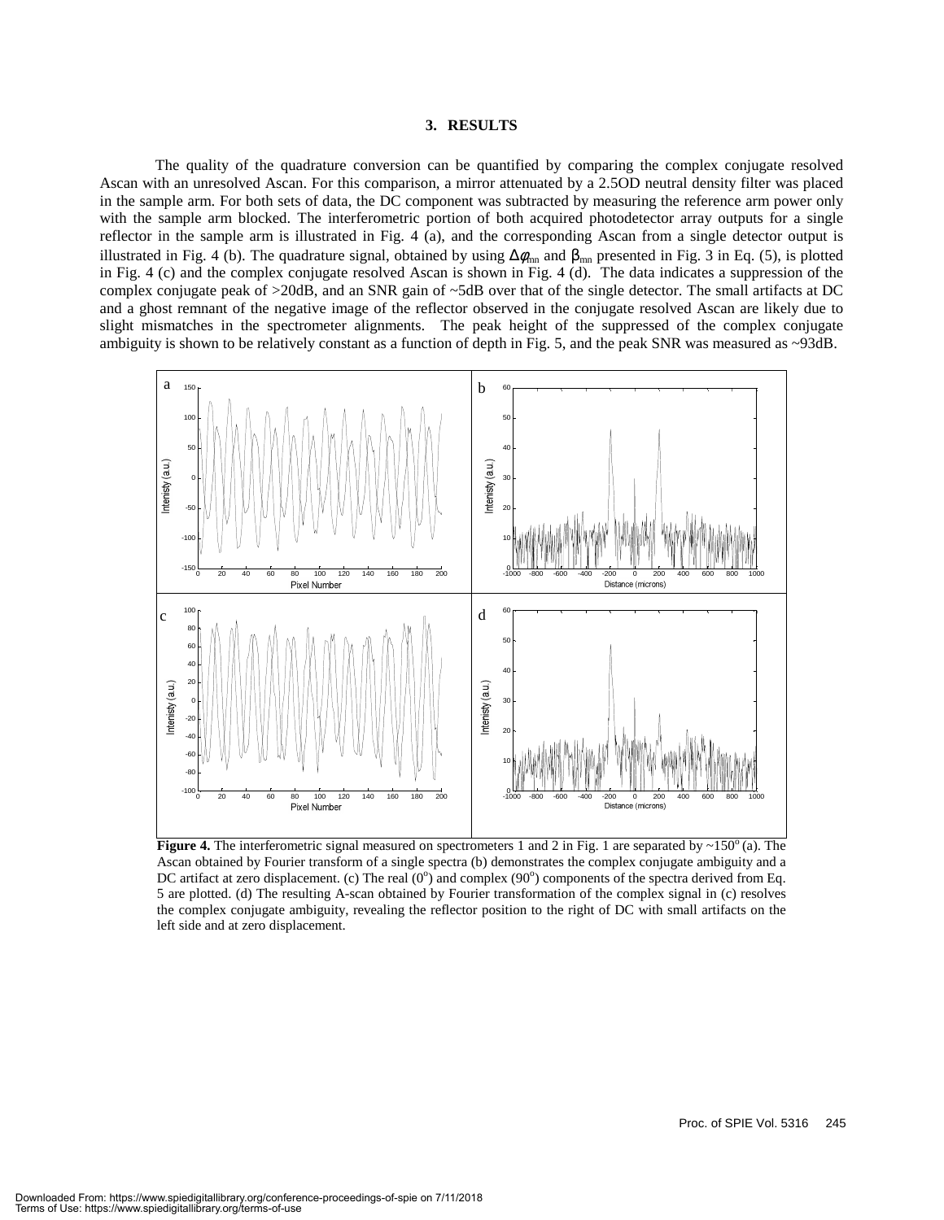## 3. RESULTS

The quality of the quadrature conversion can be quantified by comparing the complex conjugate resolved Ascan with an unresolved Ascan. For this comparison, a mirror attenuated by a 2.5OD neutral density filter was placed in the sample arm. For both sets of data, the DC component was subtracted by measuring the reference arm power only with the sample arm blocked. The interferometric portion of both acquired photodetector array outputs for a single reflector in the sample arm is illustrated in Fig. 4 (a), and the corresponding Ascan from a single detector output is illustrated in Fig. 4 (b). The quadrature signal, obtained by using $\Delta\phi_{mn}$ and $\beta_{mn}$ presented in Fig. 3 in Eq. (5), is plotted in Fig. 4 (c) and the complex conjugate resolved Ascan is shown in Fig. 4 (d). The data indicates a suppression of the complex conjugate peak of >20dB, and an SNR gain of ~5dB over that of the single detector. The small artifacts at DC and a ghost remnant of the negative image of the reflector observed in the conjugate resolved Ascan are likely due to slight mismatches in the spectrometer alignments. The peak height of the suppressed of the complex conjugate ambiguity is shown to be relatively constant as a function of depth in Fig. 5, and the peak SNR was measured as ~93dB.

**Figure 4.** The interferometric signal measured on spectrometers 1 and 2 in Fig. 1 are separated by ~150$^{o}$ (a). The Ascan obtained by Fourier transform of a single spectra (b) demonstrates the complex conjugate ambiguity and a DC artifact at zero displacement. (c) The real (0$^{o}$) and complex (90$^{o}$) components of the spectra derived from Eq. 5 are plotted. (d) The resulting A-scan obtained by Fourier transformation of the complex signal in (c) resolves the complex conjugate ambiguity, revealing the reflector position to the right of DC with small artifacts on the left side and at zero displacement.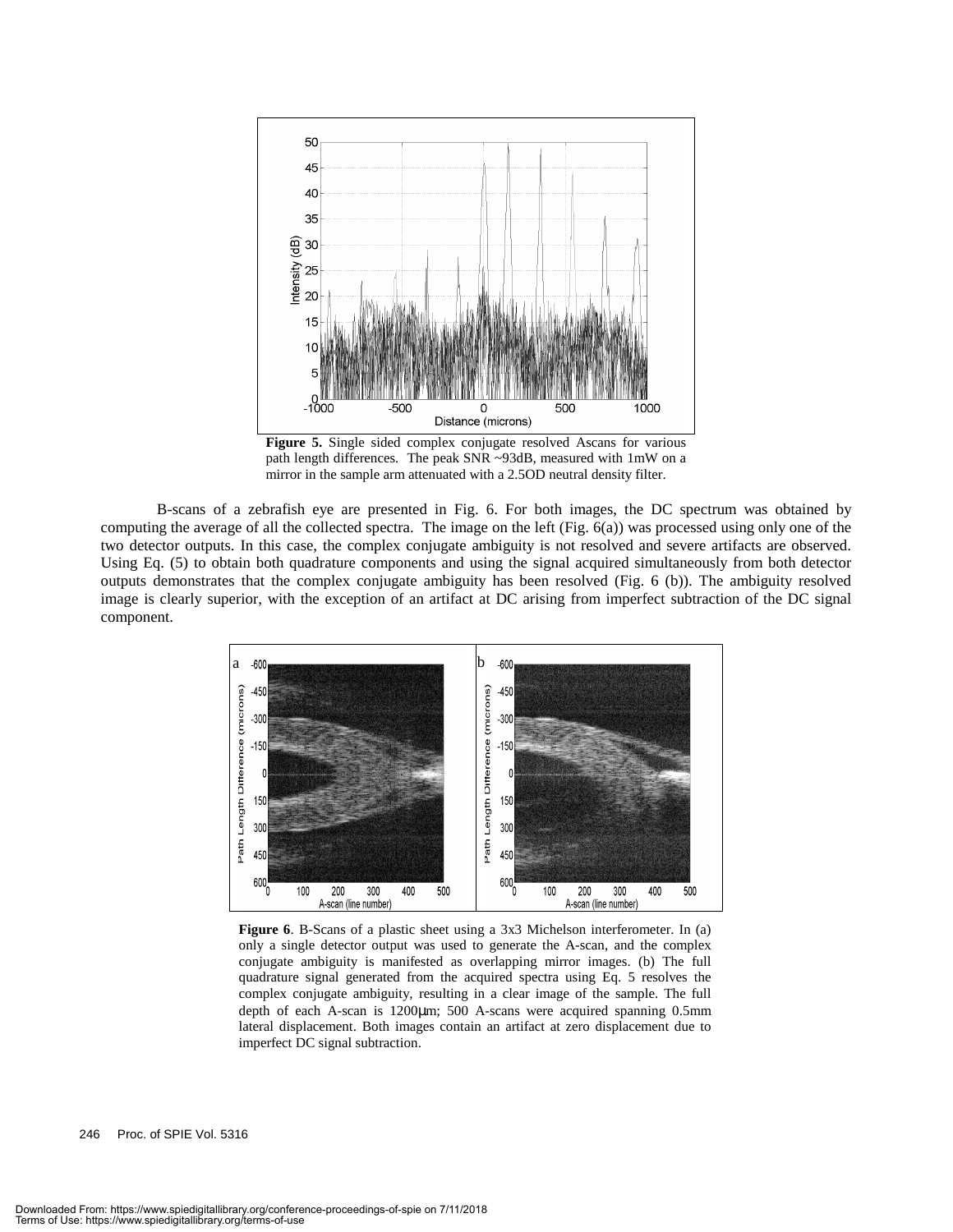**Figure 5.** Single sided complex conjugate resolved Ascans for various path length differences. The peak SNR ~93dB, measured with 1mW on a mirror in the sample arm attenuated with a 2.5OD neutral density filter.

B-scans of a zebrafish eye are presented in Fig. 6. For both images, the DC spectrum was obtained by computing the average of all the collected spectra. The image on the left (Fig. 6(a)) was processed using only one of the two detector outputs. In this case, the complex conjugate ambiguity is not resolved and severe artifacts are observed. Using Eq. (5) to obtain both quadrature components and using the signal acquired simultaneously from both detector outputs demonstrates that the complex conjugate ambiguity has been resolved (Fig. 6 (b)). The ambiguity resolved image is clearly superior, with the exception of an artifact at DC arising from imperfect subtraction of the DC signal component.

**Figure 6**. B-Scans of a plastic sheet using a 3x3 Michelson interferometer. In (a) only a single detector output was used to generate the A-scan, and the complex conjugate ambiguity is manifested as overlapping mirror images. (b) The full quadrature signal generated from the acquired spectra using Eq. 5 resolves the complex conjugate ambiguity, resulting in a clear image of the sample. The full depth of each A-scan is 1200μm; 500 A-scans were acquired spanning 0.5mm lateral displacement. Both images contain an artifact at zero displacement due to imperfect DC signal subtraction.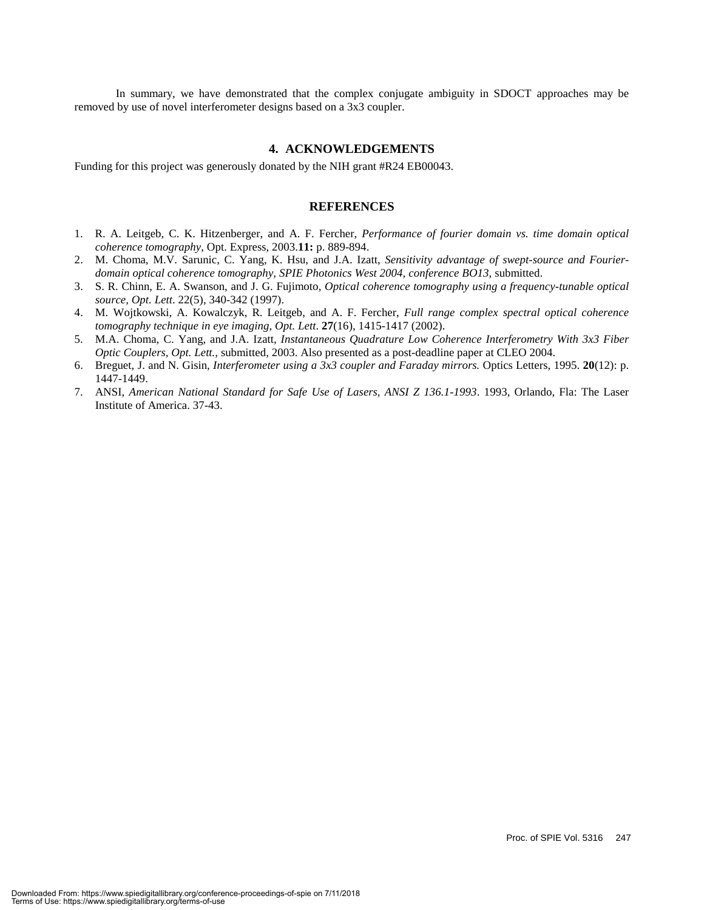In summary, we have demonstrated that the complex conjugate ambiguity in SDOCT approaches may be removed by use of novel interferometer designs based on a 3x3 coupler.

## 4. ACKNOWLEDGEMENTS

Funding for this project was generously donated by the NIH grant #R24 EB00043.

## REFERENCES

1. R. A. Leitgeb, C. K. Hitzenberger, and A. F. Fercher, *Performance of fourier domain vs. time domain optical coherence tomography*, Opt. Express, 2003.**11:** p. 889-894.
2. M. Choma, M.V. Sarunic, C. Yang, K. Hsu, and J.A. Izatt, *Sensitivity advantage of swept-source and Fourier-domain optical coherence tomography, SPIE Photonics West 2004, conference BO13,* submitted.
3. S. R. Chinn, E. A. Swanson, and J. G. Fujimoto, *Optical coherence tomography using a frequency-tunable optical source, Opt. Lett*. 22(5), 340-342 (1997).
4. M. Wojtkowski, A. Kowalczyk, R. Leitgeb, and A. F. Fercher, *Full range complex spectral optical coherence tomography technique in eye imaging, Opt. Lett*. **27**(16), 1415-1417 (2002).
5. M.A. Choma, C. Yang, and J.A. Izatt, *Instantaneous Quadrature Low Coherence Interferometry With 3x3 Fiber Optic Couplers, Opt. Lett.,* submitted, 2003. Also presented as a post-deadline paper at CLEO 2004.
6. Breguet, J. and N. Gisin, *Interferometer using a 3x3 coupler and Faraday mirrors.* Optics Letters, 1995. **20**(12): p. 1447-1449.
7. ANSI, *American National Standard for Safe Use of Lasers, ANSI Z 136.1-1993*. 1993, Orlando, Fla: The Laser Institute of America. 37-43.